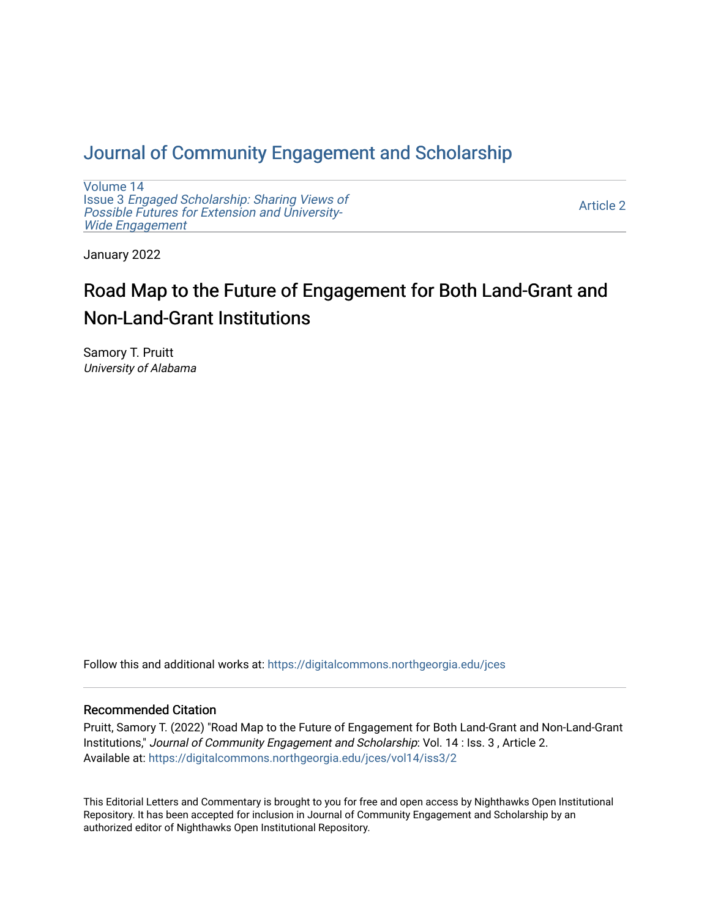# Journal of Community Engagement and Scholarship

Volume 14
Issue 3 *Engaged Scholarship: Sharing Views of Possible Futures for Extension and University-Wide Engagement*

Article 2

January 2022

## Road Map to the Future of Engagement for Both Land-Grant and Non-Land-Grant Institutions

Samory T. Pruitt
*University of Alabama*

Follow this and additional works at: https://digitalcommons.northgeorgia.edu/jces

### Recommended Citation

Pruitt, Samory T. (2022) "Road Map to the Future of Engagement for Both Land-Grant and Non-Land-Grant Institutions," *Journal of Community Engagement and Scholarship*: Vol. 14 : Iss. 3 , Article 2.
Available at: https://digitalcommons.northgeorgia.edu/jces/vol14/iss3/2

This Editorial Letters and Commentary is brought to you for free and open access by Nighthawks Open Institutional Repository. It has been accepted for inclusion in Journal of Community Engagement and Scholarship by an authorized editor of Nighthawks Open Institutional Repository.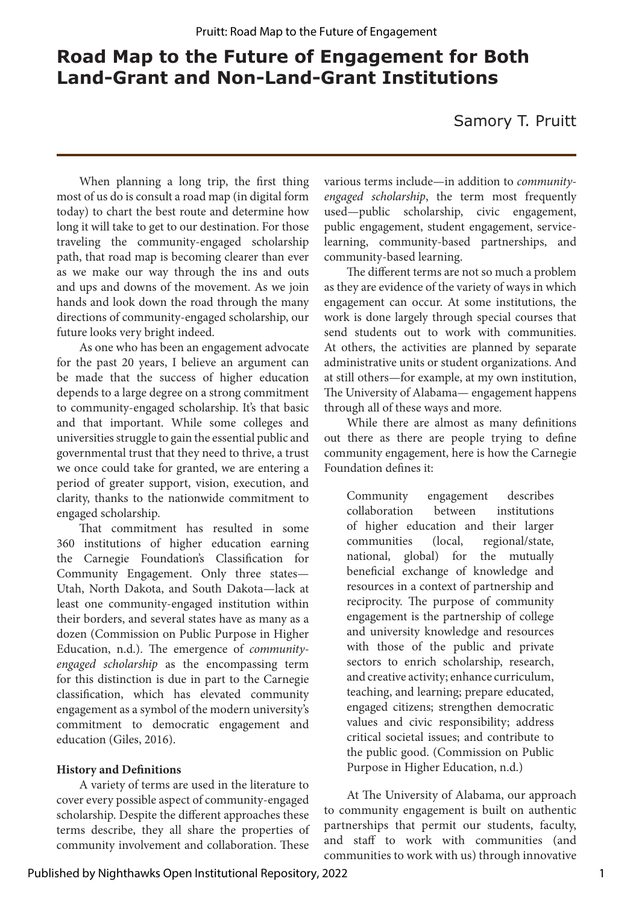# Road Map to the Future of Engagement for Both Land-Grant and Non-Land-Grant Institutions

Samory T. Pruitt

When planning a long trip, the first thing most of us do is consult a road map (in digital form today) to chart the best route and determine how long it will take to get to our destination. For those traveling the community-engaged scholarship path, that road map is becoming clearer than ever as we make our way through the ins and outs and ups and downs of the movement. As we join hands and look down the road through the many directions of community-engaged scholarship, our future looks very bright indeed.

As one who has been an engagement advocate for the past 20 years, I believe an argument can be made that the success of higher education depends to a large degree on a strong commitment to community-engaged scholarship. It's that basic and that important. While some colleges and universities struggle to gain the essential public and governmental trust that they need to thrive, a trust we once could take for granted, we are entering a period of greater support, vision, execution, and clarity, thanks to the nationwide commitment to engaged scholarship.

That commitment has resulted in some 360 institutions of higher education earning the Carnegie Foundation's Classification for Community Engagement. Only three states—Utah, North Dakota, and South Dakota—lack at least one community-engaged institution within their borders, and several states have as many as a dozen (Commission on Public Purpose in Higher Education, n.d.). The emergence of *community-engaged scholarship* as the encompassing term for this distinction is due in part to the Carnegie classification, which has elevated community engagement as a symbol of the modern university's commitment to democratic engagement and education (Giles, 2016).

**History and Definitions**

A variety of terms are used in the literature to cover every possible aspect of community-engaged scholarship. Despite the different approaches these terms describe, they all share the properties of community involvement and collaboration. These various terms include—in addition to *community-engaged scholarship*, the term most frequently used—public scholarship, civic engagement, public engagement, student engagement, service-learning, community-based partnerships, and community-based learning.

The different terms are not so much a problem as they are evidence of the variety of ways in which engagement can occur. At some institutions, the work is done largely through special courses that send students out to work with communities. At others, the activities are planned by separate administrative units or student organizations. And at still others—for example, at my own institution, The University of Alabama— engagement happens through all of these ways and more.

While there are almost as many definitions out there as there are people trying to define community engagement, here is how the Carnegie Foundation defines it:

> Community engagement describes collaboration between institutions of higher education and their larger communities (local, regional/state, national, global) for the mutually beneficial exchange of knowledge and resources in a context of partnership and reciprocity. The purpose of community engagement is the partnership of college and university knowledge and resources with those of the public and private sectors to enrich scholarship, research, and creative activity; enhance curriculum, teaching, and learning; prepare educated, engaged citizens; strengthen democratic values and civic responsibility; address critical societal issues; and contribute to the public good. (Commission on Public Purpose in Higher Education, n.d.)

At The University of Alabama, our approach to community engagement is built on authentic partnerships that permit our students, faculty, and staff to work with communities (and communities to work with us) through innovative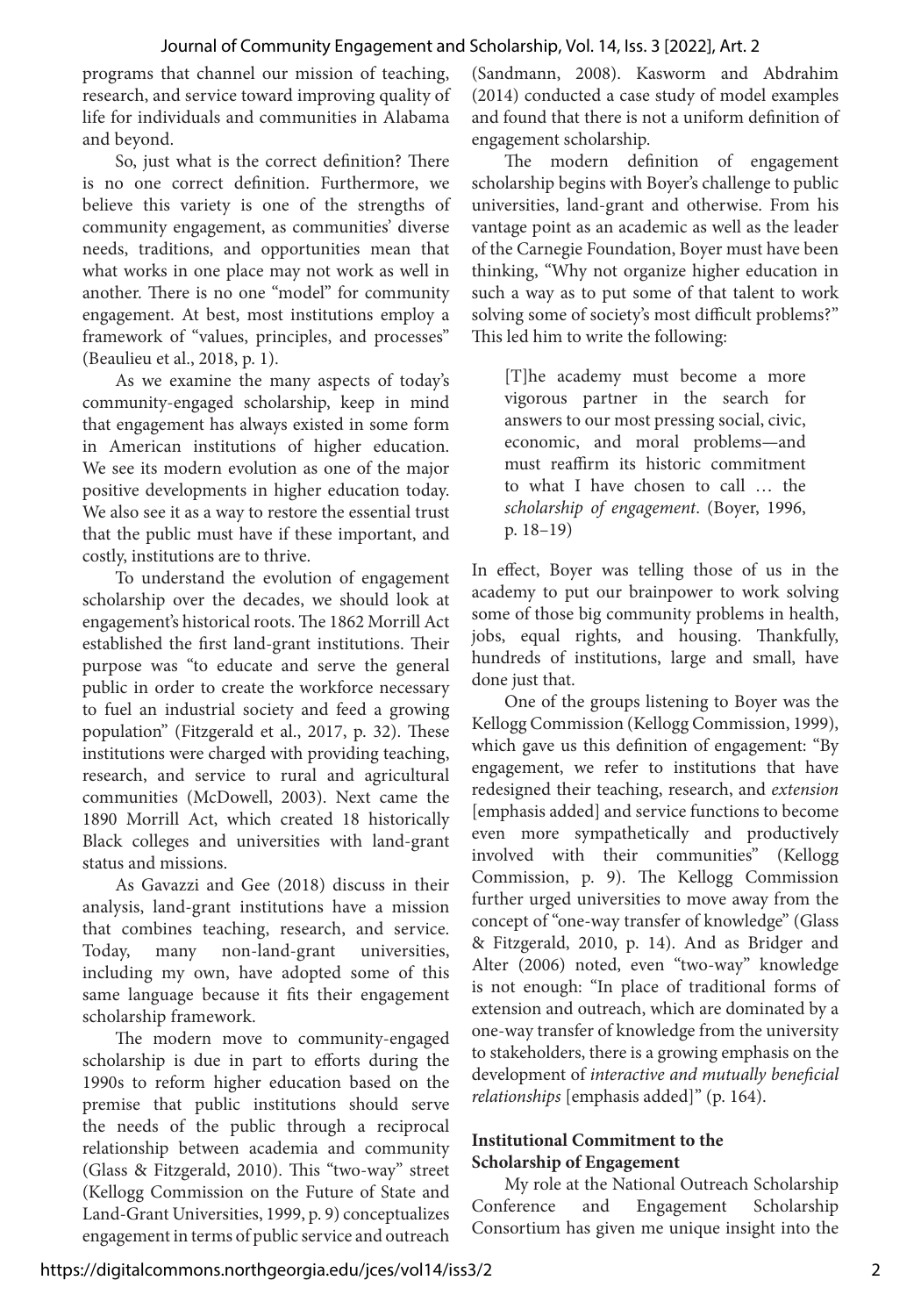programs that channel our mission of teaching, research, and service toward improving quality of life for individuals and communities in Alabama and beyond.

So, just what is the correct definition? There is no one correct definition. Furthermore, we believe this variety is one of the strengths of community engagement, as communities' diverse needs, traditions, and opportunities mean that what works in one place may not work as well in another. There is no one "model" for community engagement. At best, most institutions employ a framework of "values, principles, and processes" (Beaulieu et al., 2018, p. 1).

As we examine the many aspects of today's community-engaged scholarship, keep in mind that engagement has always existed in some form in American institutions of higher education. We see its modern evolution as one of the major positive developments in higher education today. We also see it as a way to restore the essential trust that the public must have if these important, and costly, institutions are to thrive.

To understand the evolution of engagement scholarship over the decades, we should look at engagement's historical roots. The 1862 Morrill Act established the first land-grant institutions. Their purpose was "to educate and serve the general public in order to create the workforce necessary to fuel an industrial society and feed a growing population" (Fitzgerald et al., 2017, p. 32). These institutions were charged with providing teaching, research, and service to rural and agricultural communities (McDowell, 2003). Next came the 1890 Morrill Act, which created 18 historically Black colleges and universities with land-grant status and missions.

As Gavazzi and Gee (2018) discuss in their analysis, land-grant institutions have a mission that combines teaching, research, and service. Today, many non-land-grant universities, including my own, have adopted some of this same language because it fits their engagement scholarship framework.

The modern move to community-engaged scholarship is due in part to efforts during the 1990s to reform higher education based on the premise that public institutions should serve the needs of the public through a reciprocal relationship between academia and community (Glass & Fitzgerald, 2010). This "two-way" street (Kellogg Commission on the Future of State and Land-Grant Universities, 1999, p. 9) conceptualizes engagement in terms of public service and outreach (Sandmann, 2008). Kasworm and Abdrahim (2014) conducted a case study of model examples and found that there is not a uniform definition of engagement scholarship.

The modern definition of engagement scholarship begins with Boyer's challenge to public universities, land-grant and otherwise. From his vantage point as an academic as well as the leader of the Carnegie Foundation, Boyer must have been thinking, "Why not organize higher education in such a way as to put some of that talent to work solving some of society's most difficult problems?" This led him to write the following:

> [T]he academy must become a more vigorous partner in the search for answers to our most pressing social, civic, economic, and moral problems—and must reaffirm its historic commitment to what I have chosen to call … the *scholarship of engagement*. (Boyer, 1996, p. 18–19)

In effect, Boyer was telling those of us in the academy to put our brainpower to work solving some of those big community problems in health, jobs, equal rights, and housing. Thankfully, hundreds of institutions, large and small, have done just that.

One of the groups listening to Boyer was the Kellogg Commission (Kellogg Commission, 1999), which gave us this definition of engagement: "By engagement, we refer to institutions that have redesigned their teaching, research, and *extension* [emphasis added] and service functions to become even more sympathetically and productively involved with their communities" (Kellogg Commission, p. 9). The Kellogg Commission further urged universities to move away from the concept of "one-way transfer of knowledge" (Glass & Fitzgerald, 2010, p. 14). And as Bridger and Alter (2006) noted, even "two-way" knowledge is not enough: "In place of traditional forms of extension and outreach, which are dominated by a one-way transfer of knowledge from the university to stakeholders, there is a growing emphasis on the development of *interactive and mutually beneficial relationships* [emphasis added]" (p. 164).

**Institutional Commitment to the Scholarship of Engagement**

My role at the National Outreach Scholarship Conference and Engagement Scholarship Consortium has given me unique insight into the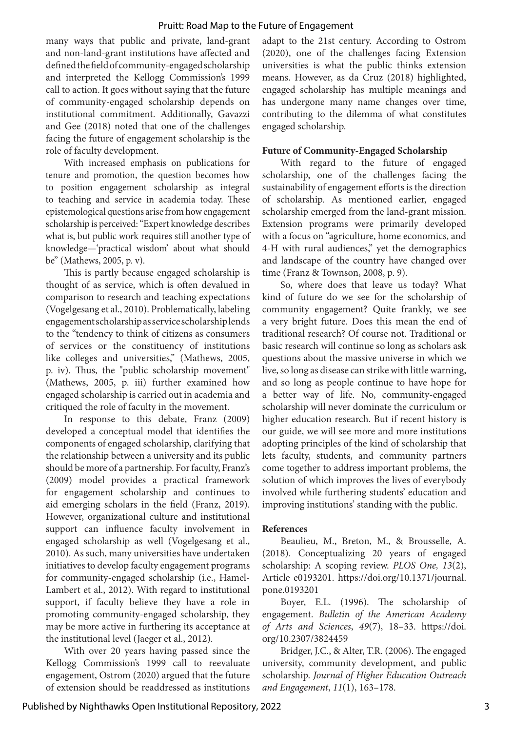many ways that public and private, land-grant and non-land-grant institutions have affected and defined the field of community-engaged scholarship and interpreted the Kellogg Commission's 1999 call to action. It goes without saying that the future of community-engaged scholarship depends on institutional commitment. Additionally, Gavazzi and Gee (2018) noted that one of the challenges facing the future of engagement scholarship is the role of faculty development.

With increased emphasis on publications for tenure and promotion, the question becomes how to position engagement scholarship as integral to teaching and service in academia today. These epistemological questions arise from how engagement scholarship is perceived: "Expert knowledge describes what is, but public work requires still another type of knowledge—'practical wisdom' about what should be" (Mathews, 2005, p. v).

This is partly because engaged scholarship is thought of as service, which is often devalued in comparison to research and teaching expectations (Vogelgesang et al., 2010). Problematically, labeling engagement scholarship as service scholarship lends to the "tendency to think of citizens as consumers of services or the constituency of institutions like colleges and universities," (Mathews, 2005, p. iv). Thus, the "public scholarship movement" (Mathews, 2005, p. iii) further examined how engaged scholarship is carried out in academia and critiqued the role of faculty in the movement.

In response to this debate, Franz (2009) developed a conceptual model that identifies the components of engaged scholarship, clarifying that the relationship between a university and its public should be more of a partnership. For faculty, Franz's (2009) model provides a practical framework for engagement scholarship and continues to aid emerging scholars in the field (Franz, 2019). However, organizational culture and institutional support can influence faculty involvement in engaged scholarship as well (Vogelgesang et al., 2010). As such, many universities have undertaken initiatives to develop faculty engagement programs for community-engaged scholarship (i.e., Hamel-Lambert et al., 2012). With regard to institutional support, if faculty believe they have a role in promoting community-engaged scholarship, they may be more active in furthering its acceptance at the institutional level (Jaeger et al., 2012).

With over 20 years having passed since the Kellogg Commission's 1999 call to reevaluate engagement, Ostrom (2020) argued that the future of extension should be readdressed as institutions adapt to the 21st century. According to Ostrom (2020), one of the challenges facing Extension universities is what the public thinks extension means. However, as da Cruz (2018) highlighted, engaged scholarship has multiple meanings and has undergone many name changes over time, contributing to the dilemma of what constitutes engaged scholarship.

**Future of Community-Engaged Scholarship**

With regard to the future of engaged scholarship, one of the challenges facing the sustainability of engagement efforts is the direction of scholarship. As mentioned earlier, engaged scholarship emerged from the land-grant mission. Extension programs were primarily developed with a focus on "agriculture, home economics, and 4-H with rural audiences," yet the demographics and landscape of the country have changed over time (Franz & Townson, 2008, p. 9).

So, where does that leave us today? What kind of future do we see for the scholarship of community engagement? Quite frankly, we see a very bright future. Does this mean the end of traditional research? Of course not. Traditional or basic research will continue so long as scholars ask questions about the massive universe in which we live, so long as disease can strike with little warning, and so long as people continue to have hope for a better way of life. No, community-engaged scholarship will never dominate the curriculum or higher education research. But if recent history is our guide, we will see more and more institutions adopting principles of the kind of scholarship that lets faculty, students, and community partners come together to address important problems, the solution of which improves the lives of everybody involved while furthering students' education and improving institutions' standing with the public.

**References**

Beaulieu, M., Breton, M., & Brousselle, A. (2018). Conceptualizing 20 years of engaged scholarship: A scoping review. *PLOS One, 13*(2), Article e0193201. https://doi.org/10.1371/journal.pone.0193201

Boyer, E.L. (1996). The scholarship of engagement. *Bulletin of the American Academy of Arts and Sciences*, *49*(7), 18–33. https://doi.org/10.2307/3824459

Bridger, J.C., & Alter, T.R. (2006). The engaged university, community development, and public scholarship. *Journal of Higher Education Outreach and Engagement*, *11*(1), 163–178.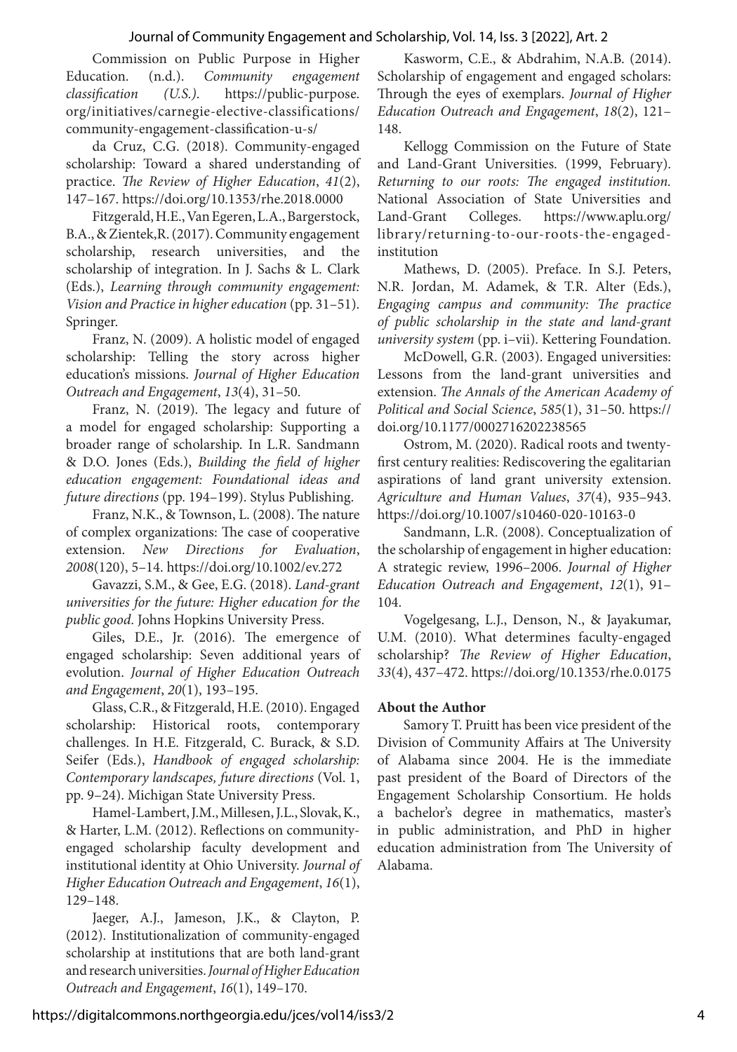Commission on Public Purpose in Higher Education. (n.d.). *Community engagement classification (U.S.)*. https://public-purpose.org/initiatives/carnegie-elective-classifications/community-engagement-classification-u-s/

da Cruz, C.G. (2018). Community-engaged scholarship: Toward a shared understanding of practice. *The Review of Higher Education*, *41*(2), 147–167. https://doi.org/10.1353/rhe.2018.0000

Fitzgerald, H.E., Van Egeren, L.A., Bargerstock, B.A., & Zientek,R. (2017). Community engagement scholarship, research universities, and the scholarship of integration. In J. Sachs & L. Clark (Eds.), *Learning through community engagement: Vision and Practice in higher education* (pp. 31–51). Springer.

Franz, N. (2009). A holistic model of engaged scholarship: Telling the story across higher education's missions. *Journal of Higher Education Outreach and Engagement*, *13*(4), 31–50.

Franz, N. (2019). The legacy and future of a model for engaged scholarship: Supporting a broader range of scholarship. In L.R. Sandmann & D.O. Jones (Eds.), *Building the field of higher education engagement: Foundational ideas and future directions* (pp. 194–199). Stylus Publishing.

Franz, N.K., & Townson, L. (2008). The nature of complex organizations: The case of cooperative extension. *New Directions for Evaluation*, *2008*(120), 5–14. https://doi.org/10.1002/ev.272

Gavazzi, S.M., & Gee, E.G. (2018). *Land-grant universities for the future: Higher education for the public good*. Johns Hopkins University Press.

Giles, D.E., Jr. (2016). The emergence of engaged scholarship: Seven additional years of evolution. *Journal of Higher Education Outreach and Engagement*, *20*(1), 193–195.

Glass, C.R., & Fitzgerald, H.E. (2010). Engaged scholarship: Historical roots, contemporary challenges. In H.E. Fitzgerald, C. Burack, & S.D. Seifer (Eds.), *Handbook of engaged scholarship: Contemporary landscapes, future directions* (Vol. 1, pp. 9–24). Michigan State University Press.

Hamel-Lambert, J.M., Millesen, J.L., Slovak, K., & Harter, L.M. (2012). Reflections on community-engaged scholarship faculty development and institutional identity at Ohio University. *Journal of Higher Education Outreach and Engagement*, *16*(1), 129–148.

Jaeger, A.J., Jameson, J.K., & Clayton, P. (2012). Institutionalization of community-engaged scholarship at institutions that are both land-grant and research universities. *Journal of Higher Education Outreach and Engagement*, *16*(1), 149–170.

Kasworm, C.E., & Abdrahim, N.A.B. (2014). Scholarship of engagement and engaged scholars: Through the eyes of exemplars. *Journal of Higher Education Outreach and Engagement*, *18*(2), 121–148.

Kellogg Commission on the Future of State and Land-Grant Universities. (1999, February). *Returning to our roots: The engaged institution.* National Association of State Universities and Land-Grant Colleges. https://www.aplu.org/library/returning-to-our-roots-the-engaged-institution

Mathews, D. (2005). Preface. In S.J. Peters, N.R. Jordan, M. Adamek, & T.R. Alter (Eds.), *Engaging campus and community: The practice of public scholarship in the state and land-grant university system* (pp. i–vii). Kettering Foundation.

McDowell, G.R. (2003). Engaged universities: Lessons from the land-grant universities and extension. *The Annals of the American Academy of Political and Social Science*, *585*(1), 31–50. https://doi.org/10.1177/0002716202238565

Ostrom, M. (2020). Radical roots and twenty-first century realities: Rediscovering the egalitarian aspirations of land grant university extension. *Agriculture and Human Values*, *37*(4), 935–943. https://doi.org/10.1007/s10460-020-10163-0

Sandmann, L.R. (2008). Conceptualization of the scholarship of engagement in higher education: A strategic review, 1996–2006. *Journal of Higher Education Outreach and Engagement*, *12*(1), 91–104.

Vogelgesang, L.J., Denson, N., & Jayakumar, U.M. (2010). What determines faculty-engaged scholarship? *The Review of Higher Education*, *33*(4), 437–472. https://doi.org/10.1353/rhe.0.0175

**About the Author**

Samory T. Pruitt has been vice president of the Division of Community Affairs at The University of Alabama since 2004. He is the immediate past president of the Board of Directors of the Engagement Scholarship Consortium. He holds a bachelor's degree in mathematics, master's in public administration, and PhD in higher education administration from The University of Alabama.